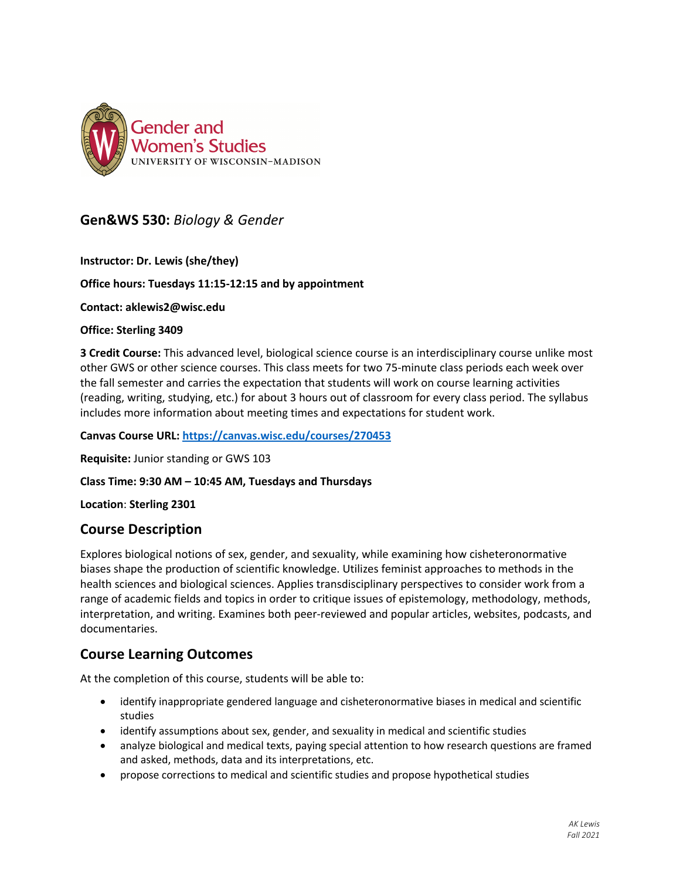Gender and Women's Studies
UNIVERSITY OF WISCONSIN–MADISON

## **Gen&WS 530:** *Biology & Gender*

**Instructor: Dr. Lewis (she/they)**

**Office hours: Tuesdays 11:15-12:15 and by appointment**

**Contact: aklewis2@wisc.edu**

**Office: Sterling 3409**

**3 Credit Course:** This advanced level, biological science course is an interdisciplinary course unlike most other GWS or other science courses. This class meets for two 75-minute class periods each week over the fall semester and carries the expectation that students will work on course learning activities (reading, writing, studying, etc.) for about 3 hours out of classroom for every class period. The syllabus includes more information about meeting times and expectations for student work.

**Canvas Course URL:** [https://canvas.wisc.edu/courses/270453](https://canvas.wisc.edu/courses/270453)

**Requisite:** Junior standing or GWS 103

**Class Time: 9:30 AM – 10:45 AM, Tuesdays and Thursdays**

**Location**: **Sterling 2301**

## Course Description

Explores biological notions of sex, gender, and sexuality, while examining how cisheteronormative biases shape the production of scientific knowledge. Utilizes feminist approaches to methods in the health sciences and biological sciences. Applies transdisciplinary perspectives to consider work from a range of academic fields and topics in order to critique issues of epistemology, methodology, methods, interpretation, and writing. Examines both peer-reviewed and popular articles, websites, podcasts, and documentaries.

## Course Learning Outcomes

At the completion of this course, students will be able to:

- identify inappropriate gendered language and cisheteronormative biases in medical and scientific studies
- identify assumptions about sex, gender, and sexuality in medical and scientific studies
- analyze biological and medical texts, paying special attention to how research questions are framed and asked, methods, data and its interpretations, etc.
- propose corrections to medical and scientific studies and propose hypothetical studies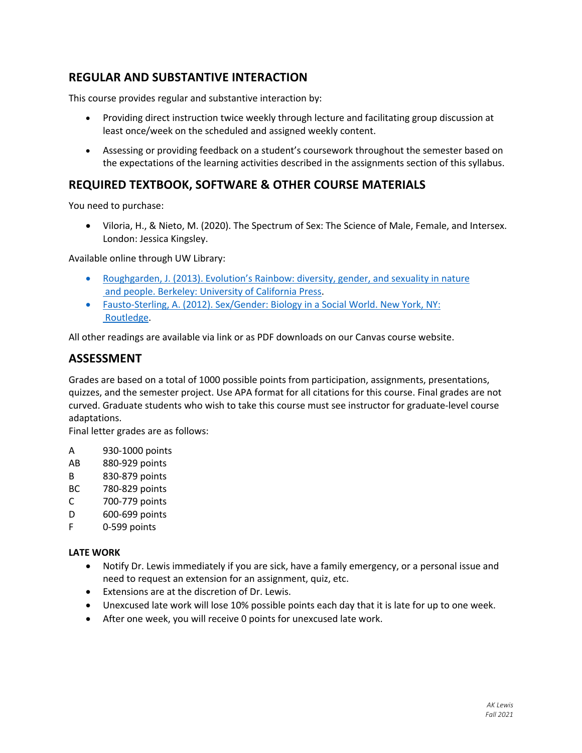## REGULAR AND SUBSTANTIVE INTERACTION

This course provides regular and substantive interaction by:

- Providing direct instruction twice weekly through lecture and facilitating group discussion at least once/week on the scheduled and assigned weekly content.
- Assessing or providing feedback on a student's coursework throughout the semester based on the expectations of the learning activities described in the assignments section of this syllabus.

## REQUIRED TEXTBOOK, SOFTWARE & OTHER COURSE MATERIALS

You need to purchase:

- Viloria, H., & Nieto, M. (2020). The Spectrum of Sex: The Science of Male, Female, and Intersex. London: Jessica Kingsley.

Available online through UW Library:

- Roughgarden, J. (2013). Evolution's Rainbow: diversity, gender, and sexuality in nature and people. Berkeley: University of California Press.
- Fausto-Sterling, A. (2012). Sex/Gender: Biology in a Social World. New York, NY: Routledge.

All other readings are available via link or as PDF downloads on our Canvas course website.

## ASSESSMENT

Grades are based on a total of 1000 possible points from participation, assignments, presentations, quizzes, and the semester project. Use APA format for all citations for this course. Final grades are not curved. Graduate students who wish to take this course must see instructor for graduate-level course adaptations.

Final letter grades are as follows:

| Grade | Points |
|---|---|
| A | 930-1000 points |
| AB | 880-929 points |
| B | 830-879 points |
| BC | 780-829 points |
| C | 700-779 points |
| D | 600-699 points |
| F | 0-599 points |

**LATE WORK**

- Notify Dr. Lewis immediately if you are sick, have a family emergency, or a personal issue and need to request an extension for an assignment, quiz, etc.
- Extensions are at the discretion of Dr. Lewis.
- Unexcused late work will lose 10% possible points each day that it is late for up to one week.
- After one week, you will receive 0 points for unexcused late work.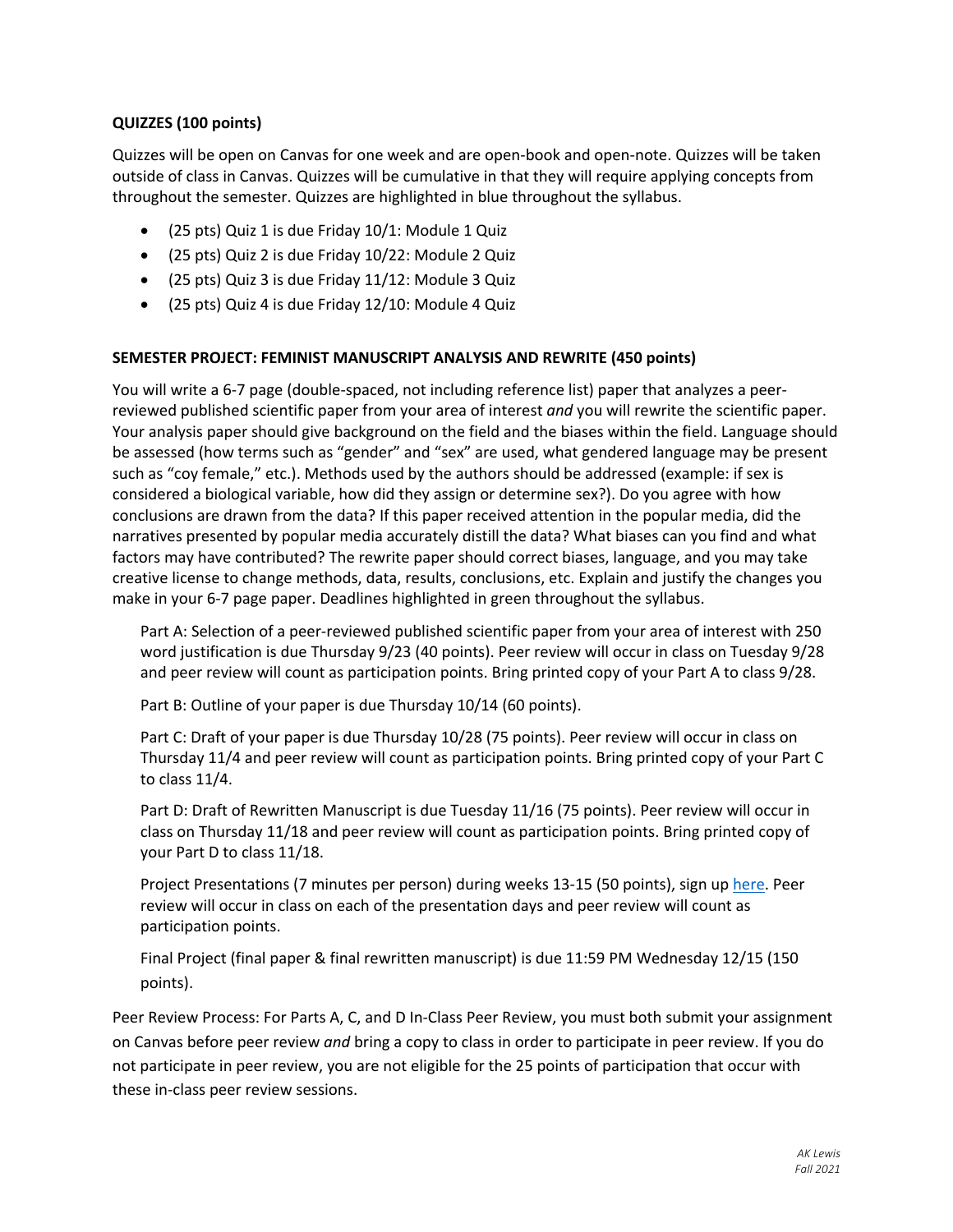**QUIZZES (100 points)**

Quizzes will be open on Canvas for one week and are open-book and open-note. Quizzes will be taken outside of class in Canvas. Quizzes will be cumulative in that they will require applying concepts from throughout the semester. Quizzes are highlighted in blue throughout the syllabus.

- (25 pts) Quiz 1 is due Friday 10/1: Module 1 Quiz
- (25 pts) Quiz 2 is due Friday 10/22: Module 2 Quiz
- (25 pts) Quiz 3 is due Friday 11/12: Module 3 Quiz
- (25 pts) Quiz 4 is due Friday 12/10: Module 4 Quiz

**SEMESTER PROJECT: FEMINIST MANUSCRIPT ANALYSIS AND REWRITE (450 points)**

You will write a 6-7 page (double-spaced, not including reference list) paper that analyzes a peer-reviewed published scientific paper from your area of interest *and* you will rewrite the scientific paper. Your analysis paper should give background on the field and the biases within the field. Language should be assessed (how terms such as "gender" and "sex" are used, what gendered language may be present such as "coy female," etc.). Methods used by the authors should be addressed (example: if sex is considered a biological variable, how did they assign or determine sex?). Do you agree with how conclusions are drawn from the data? If this paper received attention in the popular media, did the narratives presented by popular media accurately distill the data? What biases can you find and what factors may have contributed? The rewrite paper should correct biases, language, and you may take creative license to change methods, data, results, conclusions, etc. Explain and justify the changes you make in your 6-7 page paper. Deadlines highlighted in green throughout the syllabus.

Part A: Selection of a peer-reviewed published scientific paper from your area of interest with 250 word justification is due Thursday 9/23 (40 points). Peer review will occur in class on Tuesday 9/28 and peer review will count as participation points. Bring printed copy of your Part A to class 9/28.

Part B: Outline of your paper is due Thursday 10/14 (60 points).

Part C: Draft of your paper is due Thursday 10/28 (75 points). Peer review will occur in class on Thursday 11/4 and peer review will count as participation points. Bring printed copy of your Part C to class 11/4.

Part D: Draft of Rewritten Manuscript is due Tuesday 11/16 (75 points). Peer review will occur in class on Thursday 11/18 and peer review will count as participation points. Bring printed copy of your Part D to class 11/18.

Project Presentations (7 minutes per person) during weeks 13-15 (50 points), sign up here. Peer review will occur in class on each of the presentation days and peer review will count as participation points.

Final Project (final paper & final rewritten manuscript) is due 11:59 PM Wednesday 12/15 (150 points).

Peer Review Process: For Parts A, C, and D In-Class Peer Review, you must both submit your assignment on Canvas before peer review *and* bring a copy to class in order to participate in peer review. If you do not participate in peer review, you are not eligible for the 25 points of participation that occur with these in-class peer review sessions.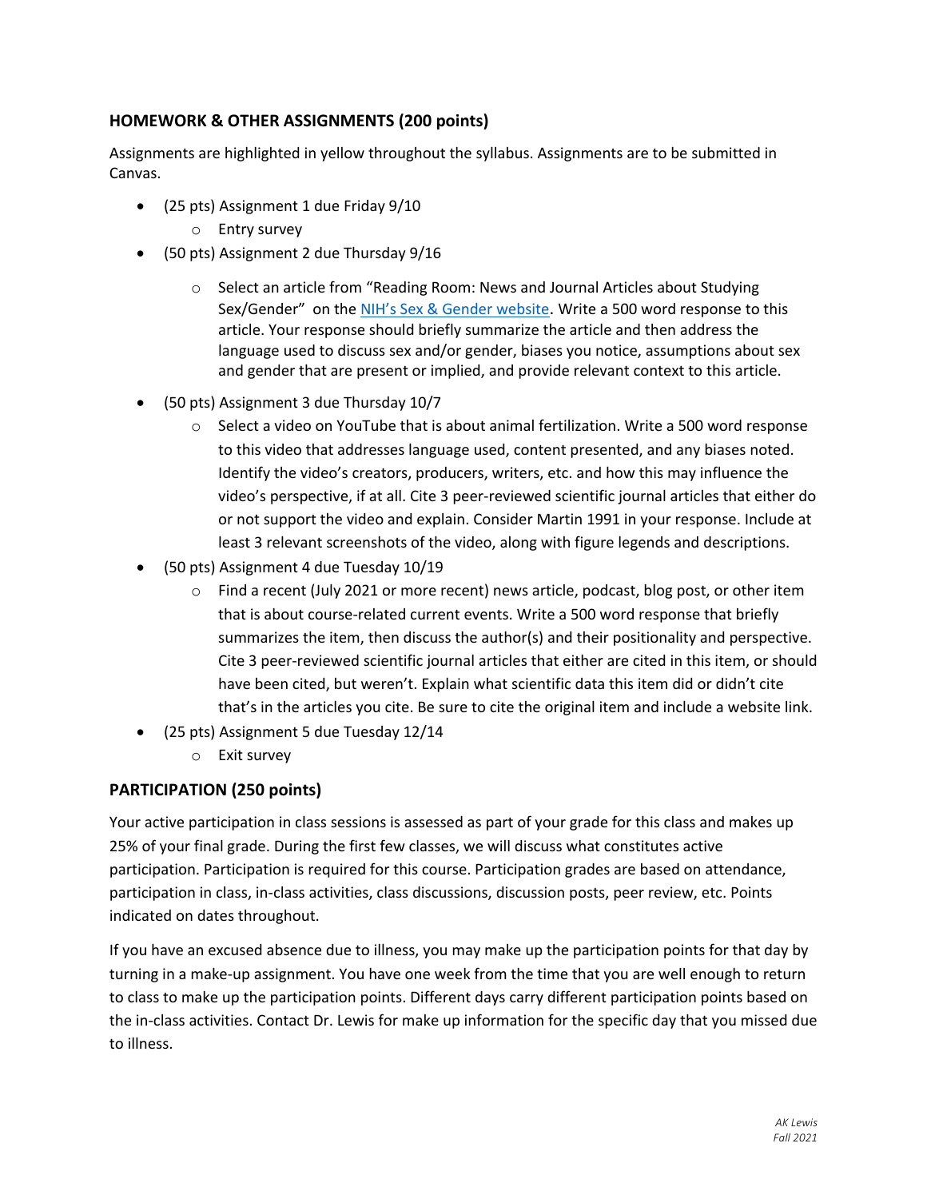### HOMEWORK & OTHER ASSIGNMENTS (200 points)

Assignments are highlighted in yellow throughout the syllabus. Assignments are to be submitted in Canvas.

- (25 pts) Assignment 1 due Friday 9/10
  - Entry survey
- (50 pts) Assignment 2 due Thursday 9/16
  - Select an article from "Reading Room: News and Journal Articles about Studying Sex/Gender" on the NIH's Sex & Gender website. Write a 500 word response to this article. Your response should briefly summarize the article and then address the language used to discuss sex and/or gender, biases you notice, assumptions about sex and gender that are present or implied, and provide relevant context to this article.
- (50 pts) Assignment 3 due Thursday 10/7
  - Select a video on YouTube that is about animal fertilization. Write a 500 word response to this video that addresses language used, content presented, and any biases noted. Identify the video's creators, producers, writers, etc. and how this may influence the video's perspective, if at all. Cite 3 peer-reviewed scientific journal articles that either do or not support the video and explain. Consider Martin 1991 in your response. Include at least 3 relevant screenshots of the video, along with figure legends and descriptions.
- (50 pts) Assignment 4 due Tuesday 10/19
  - Find a recent (July 2021 or more recent) news article, podcast, blog post, or other item that is about course-related current events. Write a 500 word response that briefly summarizes the item, then discuss the author(s) and their positionality and perspective. Cite 3 peer-reviewed scientific journal articles that either are cited in this item, or should have been cited, but weren't. Explain what scientific data this item did or didn't cite that's in the articles you cite. Be sure to cite the original item and include a website link.
- (25 pts) Assignment 5 due Tuesday 12/14
  - Exit survey

### PARTICIPATION (250 points)

Your active participation in class sessions is assessed as part of your grade for this class and makes up 25% of your final grade. During the first few classes, we will discuss what constitutes active participation. Participation is required for this course. Participation grades are based on attendance, participation in class, in-class activities, class discussions, discussion posts, peer review, etc. Points indicated on dates throughout.

If you have an excused absence due to illness, you may make up the participation points for that day by turning in a make-up assignment. You have one week from the time that you are well enough to return to class to make up the participation points. Different days carry different participation points based on the in-class activities. Contact Dr. Lewis for make up information for the specific day that you missed due to illness.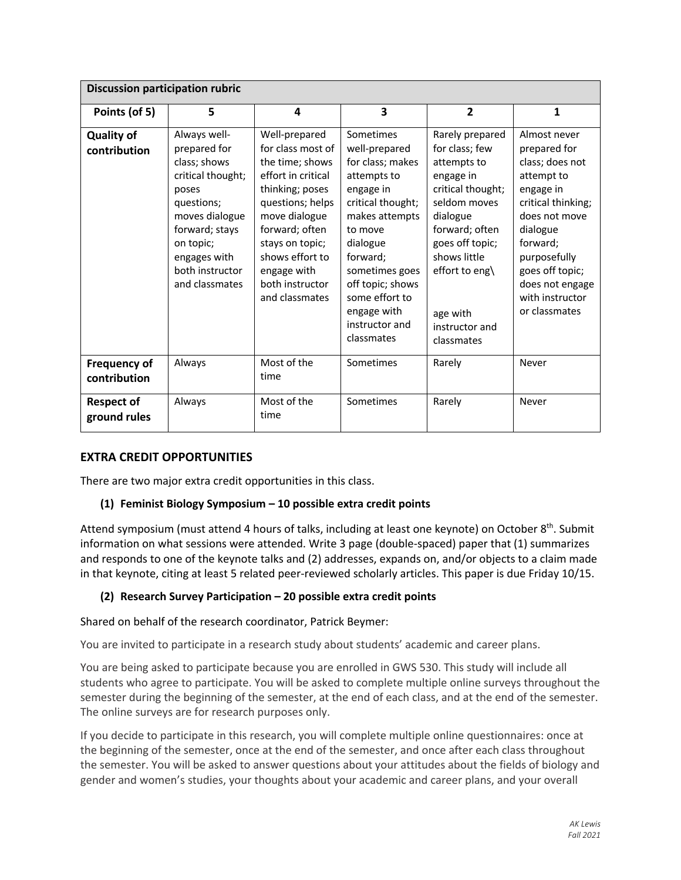| Discussion participation rubric | | | | | |
|---|---|---|---|---|---|
| **Points (of 5)** | **5** | **4** | **3** | **2** | **1** |
| **Quality of contribution** | Always well-prepared for class; shows critical thought; poses questions; moves dialogue forward; stays on topic; engages with both instructor and classmates | Well-prepared for class most of the time; shows effort in critical thinking; poses questions; helps move dialogue forward; often stays on topic; shows effort to engage with both instructor and classmates | Sometimes well-prepared for class; makes attempts to engage in critical thought; makes attempts to move dialogue forward; sometimes goes off topic; shows some effort to engage with instructor and classmates | Rarely prepared for class; few attempts to engage in critical thought; seldom moves dialogue forward; often goes off topic; shows little effort to eng\ age with instructor and classmates | Almost never prepared for class; does not attempt to engage in critical thinking; does not move dialogue forward; purposefully goes off topic; does not engage with instructor or classmates |
| **Frequency of contribution** | Always | Most of the time | Sometimes | Rarely | Never |
| **Respect of ground rules** | Always | Most of the time | Sometimes | Rarely | Never |

## EXTRA CREDIT OPPORTUNITIES

There are two major extra credit opportunities in this class.

### (1) Feminist Biology Symposium – 10 possible extra credit points

Attend symposium (must attend 4 hours of talks, including at least one keynote) on October 8th. Submit information on what sessions were attended. Write 3 page (double-spaced) paper that (1) summarizes and responds to one of the keynote talks and (2) addresses, expands on, and/or objects to a claim made in that keynote, citing at least 5 related peer-reviewed scholarly articles. This paper is due Friday 10/15.

### (2) Research Survey Participation – 20 possible extra credit points

Shared on behalf of the research coordinator, Patrick Beymer:

You are invited to participate in a research study about students' academic and career plans.

You are being asked to participate because you are enrolled in GWS 530. This study will include all students who agree to participate. You will be asked to complete multiple online surveys throughout the semester during the beginning of the semester, at the end of each class, and at the end of the semester. The online surveys are for research purposes only.

If you decide to participate in this research, you will complete multiple online questionnaires: once at the beginning of the semester, once at the end of the semester, and once after each class throughout the semester. You will be asked to answer questions about your attitudes about the fields of biology and gender and women's studies, your thoughts about your academic and career plans, and your overall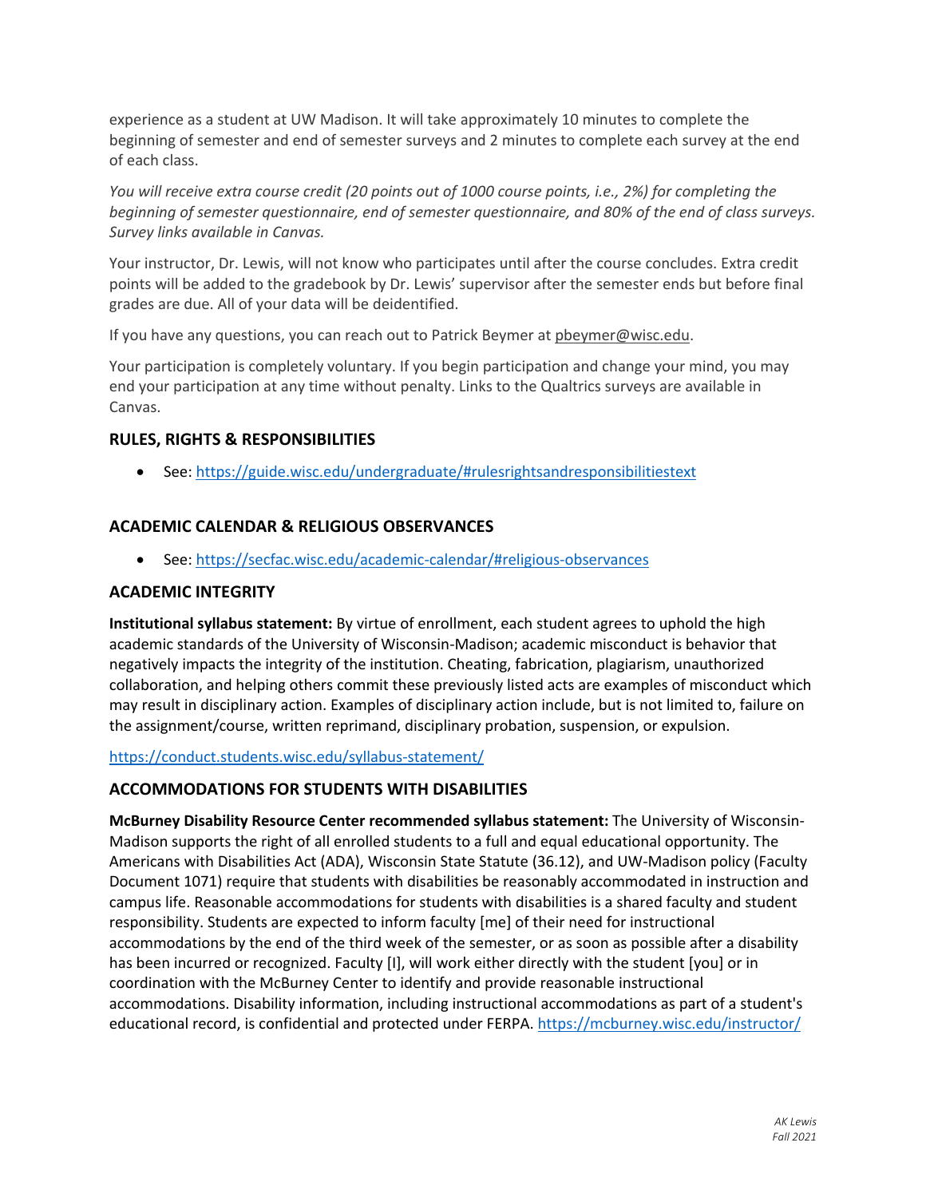experience as a student at UW Madison. It will take approximately 10 minutes to complete the beginning of semester and end of semester surveys and 2 minutes to complete each survey at the end of each class.

*You will receive extra course credit (20 points out of 1000 course points, i.e., 2%) for completing the beginning of semester questionnaire, end of semester questionnaire, and 80% of the end of class surveys. Survey links available in Canvas.*

Your instructor, Dr. Lewis, will not know who participates until after the course concludes. Extra credit points will be added to the gradebook by Dr. Lewis' supervisor after the semester ends but before final grades are due. All of your data will be deidentified.

If you have any questions, you can reach out to Patrick Beymer at pbeymer@wisc.edu.

Your participation is completely voluntary. If you begin participation and change your mind, you may end your participation at any time without penalty. Links to the Qualtrics surveys are available in Canvas.

### RULES, RIGHTS & RESPONSIBILITIES

- See: https://guide.wisc.edu/undergraduate/#rulesrightsandresponsibilitiestext

### ACADEMIC CALENDAR & RELIGIOUS OBSERVANCES

- See: https://secfac.wisc.edu/academic-calendar/#religious-observances

### ACADEMIC INTEGRITY

**Institutional syllabus statement:** By virtue of enrollment, each student agrees to uphold the high academic standards of the University of Wisconsin-Madison; academic misconduct is behavior that negatively impacts the integrity of the institution. Cheating, fabrication, plagiarism, unauthorized collaboration, and helping others commit these previously listed acts are examples of misconduct which may result in disciplinary action. Examples of disciplinary action include, but is not limited to, failure on the assignment/course, written reprimand, disciplinary probation, suspension, or expulsion.

https://conduct.students.wisc.edu/syllabus-statement/

### ACCOMMODATIONS FOR STUDENTS WITH DISABILITIES

**McBurney Disability Resource Center recommended syllabus statement:** The University of Wisconsin-Madison supports the right of all enrolled students to a full and equal educational opportunity. The Americans with Disabilities Act (ADA), Wisconsin State Statute (36.12), and UW-Madison policy (Faculty Document 1071) require that students with disabilities be reasonably accommodated in instruction and campus life. Reasonable accommodations for students with disabilities is a shared faculty and student responsibility. Students are expected to inform faculty [me] of their need for instructional accommodations by the end of the third week of the semester, or as soon as possible after a disability has been incurred or recognized. Faculty [I], will work either directly with the student [you] or in coordination with the McBurney Center to identify and provide reasonable instructional accommodations. Disability information, including instructional accommodations as part of a student's educational record, is confidential and protected under FERPA. https://mcburney.wisc.edu/instructor/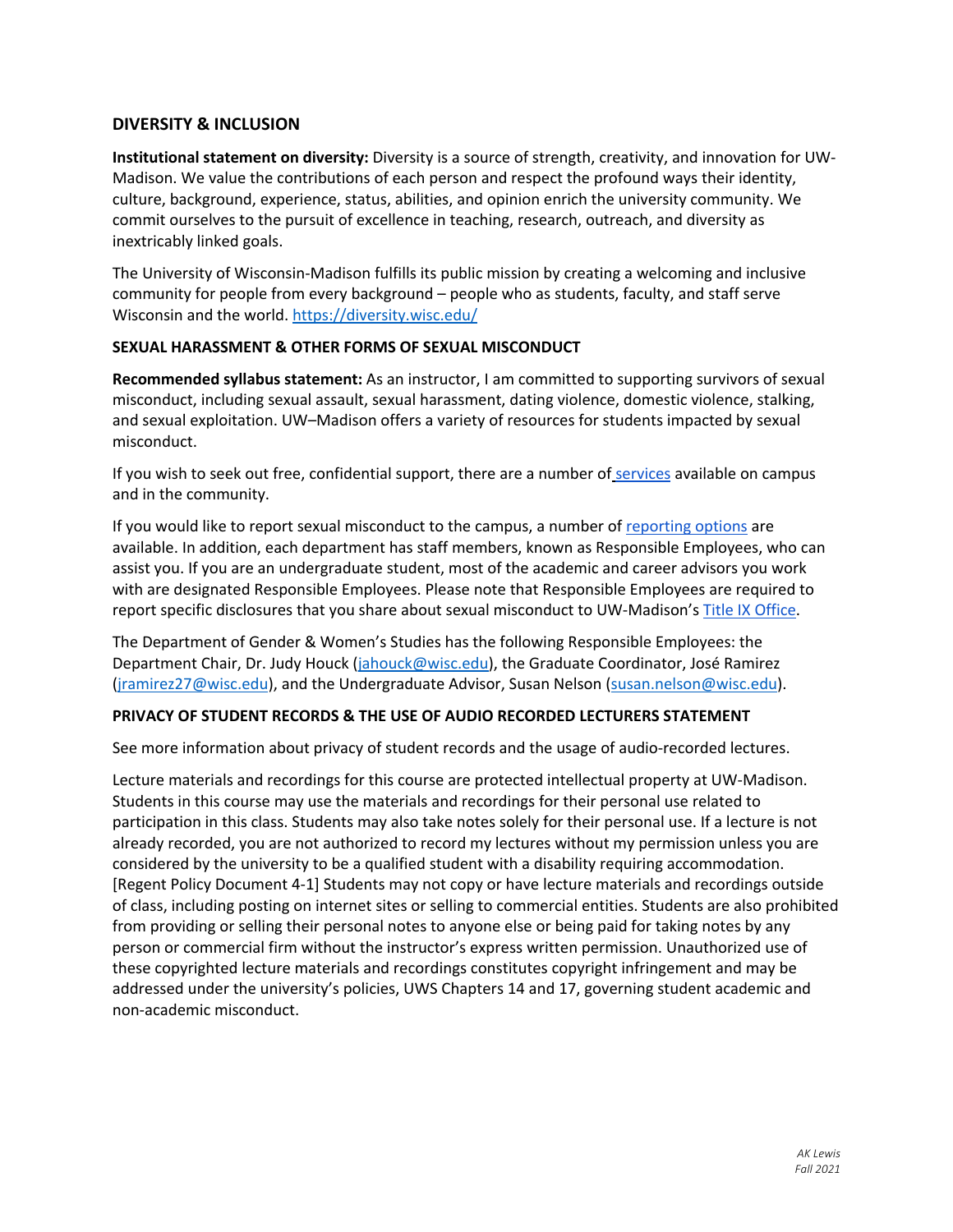## DIVERSITY & INCLUSION

**Institutional statement on diversity:** Diversity is a source of strength, creativity, and innovation for UW-Madison. We value the contributions of each person and respect the profound ways their identity, culture, background, experience, status, abilities, and opinion enrich the university community. We commit ourselves to the pursuit of excellence in teaching, research, outreach, and diversity as inextricably linked goals.

The University of Wisconsin-Madison fulfills its public mission by creating a welcoming and inclusive community for people from every background – people who as students, faculty, and staff serve Wisconsin and the world. [https://diversity.wisc.edu/](https://diversity.wisc.edu/)

### SEXUAL HARASSMENT & OTHER FORMS OF SEXUAL MISCONDUCT

**Recommended syllabus statement:** As an instructor, I am committed to supporting survivors of sexual misconduct, including sexual assault, sexual harassment, dating violence, domestic violence, stalking, and sexual exploitation. UW–Madison offers a variety of resources for students impacted by sexual misconduct.

If you wish to seek out free, confidential support, there are a number of services available on campus and in the community.

If you would like to report sexual misconduct to the campus, a number of reporting options are available. In addition, each department has staff members, known as Responsible Employees, who can assist you. If you are an undergraduate student, most of the academic and career advisors you work with are designated Responsible Employees. Please note that Responsible Employees are required to report specific disclosures that you share about sexual misconduct to UW-Madison's Title IX Office.

The Department of Gender & Women's Studies has the following Responsible Employees: the Department Chair, Dr. Judy Houck (jahouck@wisc.edu), the Graduate Coordinator, José Ramirez (jramirez27@wisc.edu), and the Undergraduate Advisor, Susan Nelson (susan.nelson@wisc.edu).

### PRIVACY OF STUDENT RECORDS & THE USE OF AUDIO RECORDED LECTURERS STATEMENT

See more information about privacy of student records and the usage of audio-recorded lectures.

Lecture materials and recordings for this course are protected intellectual property at UW-Madison. Students in this course may use the materials and recordings for their personal use related to participation in this class. Students may also take notes solely for their personal use. If a lecture is not already recorded, you are not authorized to record my lectures without my permission unless you are considered by the university to be a qualified student with a disability requiring accommodation. [Regent Policy Document 4-1] Students may not copy or have lecture materials and recordings outside of class, including posting on internet sites or selling to commercial entities. Students are also prohibited from providing or selling their personal notes to anyone else or being paid for taking notes by any person or commercial firm without the instructor's express written permission. Unauthorized use of these copyrighted lecture materials and recordings constitutes copyright infringement and may be addressed under the university's policies, UWS Chapters 14 and 17, governing student academic and non-academic misconduct.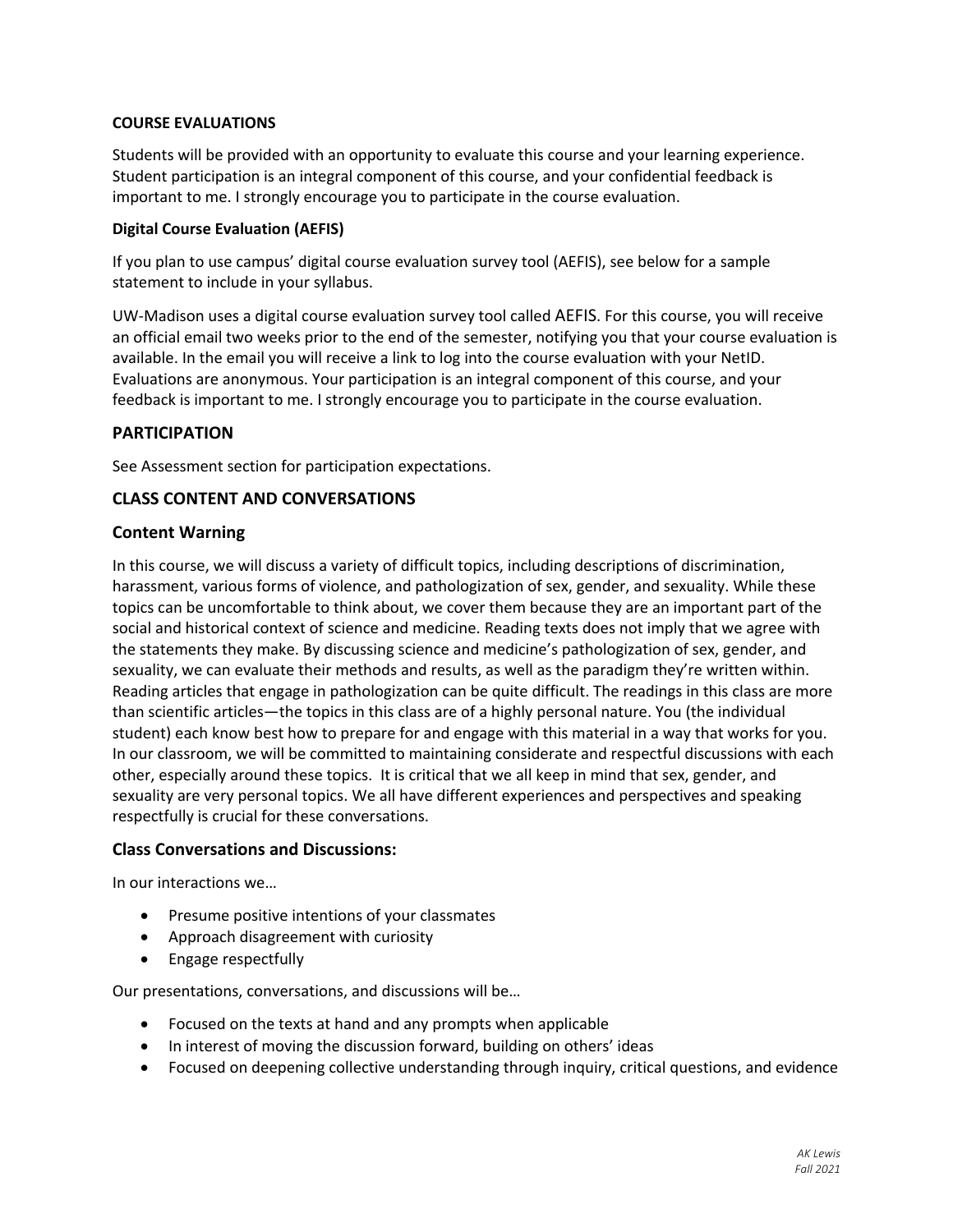**COURSE EVALUATIONS**

Students will be provided with an opportunity to evaluate this course and your learning experience. Student participation is an integral component of this course, and your confidential feedback is important to me. I strongly encourage you to participate in the course evaluation.

**Digital Course Evaluation (AEFIS)**

If you plan to use campus' digital course evaluation survey tool (AEFIS), see below for a sample statement to include in your syllabus.

UW-Madison uses a digital course evaluation survey tool called AEFIS. For this course, you will receive an official email two weeks prior to the end of the semester, notifying you that your course evaluation is available. In the email you will receive a link to log into the course evaluation with your NetID. Evaluations are anonymous. Your participation is an integral component of this course, and your feedback is important to me. I strongly encourage you to participate in the course evaluation.

## PARTICIPATION

See Assessment section for participation expectations.

## CLASS CONTENT AND CONVERSATIONS

### Content Warning

In this course, we will discuss a variety of difficult topics, including descriptions of discrimination, harassment, various forms of violence, and pathologization of sex, gender, and sexuality. While these topics can be uncomfortable to think about, we cover them because they are an important part of the social and historical context of science and medicine. Reading texts does not imply that we agree with the statements they make. By discussing science and medicine's pathologization of sex, gender, and sexuality, we can evaluate their methods and results, as well as the paradigm they're written within. Reading articles that engage in pathologization can be quite difficult. The readings in this class are more than scientific articles—the topics in this class are of a highly personal nature. You (the individual student) each know best how to prepare for and engage with this material in a way that works for you. In our classroom, we will be committed to maintaining considerate and respectful discussions with each other, especially around these topics. It is critical that we all keep in mind that sex, gender, and sexuality are very personal topics. We all have different experiences and perspectives and speaking respectfully is crucial for these conversations.

### Class Conversations and Discussions:

In our interactions we…

- Presume positive intentions of your classmates
- Approach disagreement with curiosity
- Engage respectfully

Our presentations, conversations, and discussions will be…

- Focused on the texts at hand and any prompts when applicable
- In interest of moving the discussion forward, building on others' ideas
- Focused on deepening collective understanding through inquiry, critical questions, and evidence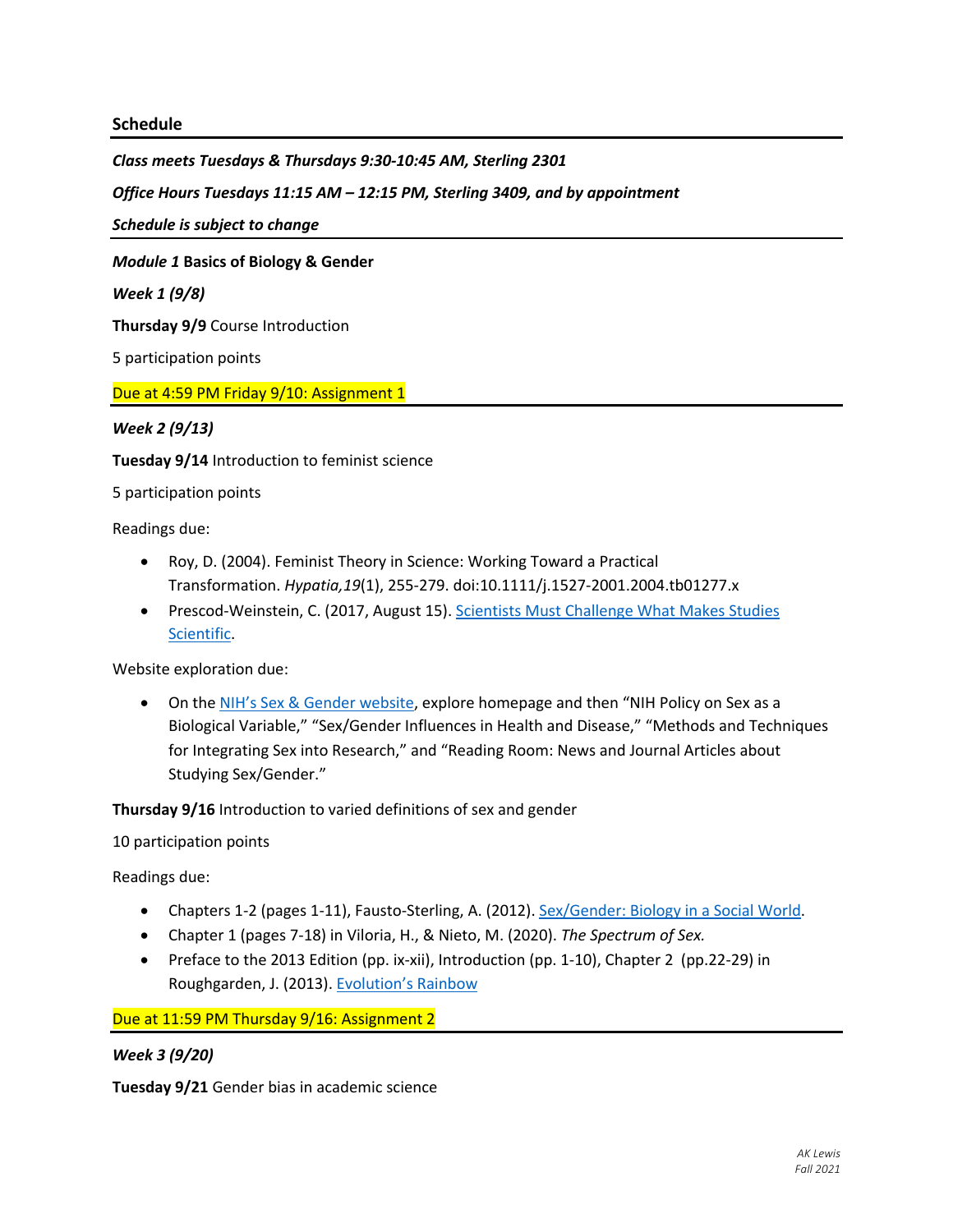## Schedule

***Class meets Tuesdays & Thursdays 9:30-10:45 AM, Sterling 2301***

***Office Hours Tuesdays 11:15 AM – 12:15 PM, Sterling 3409, and by appointment***

***Schedule is subject to change***

***Module 1* Basics of Biology & Gender**

***Week 1 (9/8)***

**Thursday 9/9** Course Introduction

5 participation points

Due at 4:59 PM Friday 9/10: Assignment 1

***Week 2 (9/13)***

**Tuesday 9/14** Introduction to feminist science

5 participation points

Readings due:

- Roy, D. (2004). Feminist Theory in Science: Working Toward a Practical Transformation. *Hypatia,19*(1), 255-279. doi:10.1111/j.1527-2001.2004.tb01277.x
- Prescod-Weinstein, C. (2017, August 15). Scientists Must Challenge What Makes Studies Scientific.

Website exploration due:

- On the NIH's Sex & Gender website, explore homepage and then "NIH Policy on Sex as a Biological Variable," "Sex/Gender Influences in Health and Disease," "Methods and Techniques for Integrating Sex into Research," and "Reading Room: News and Journal Articles about Studying Sex/Gender."

**Thursday 9/16** Introduction to varied definitions of sex and gender

10 participation points

Readings due:

- Chapters 1-2 (pages 1-11), Fausto-Sterling, A. (2012). Sex/Gender: Biology in a Social World.
- Chapter 1 (pages 7-18) in Viloria, H., & Nieto, M. (2020). *The Spectrum of Sex.*
- Preface to the 2013 Edition (pp. ix-xii), Introduction (pp. 1-10), Chapter 2 (pp.22-29) in Roughgarden, J. (2013). Evolution's Rainbow

Due at 11:59 PM Thursday 9/16: Assignment 2

***Week 3 (9/20)***

**Tuesday 9/21** Gender bias in academic science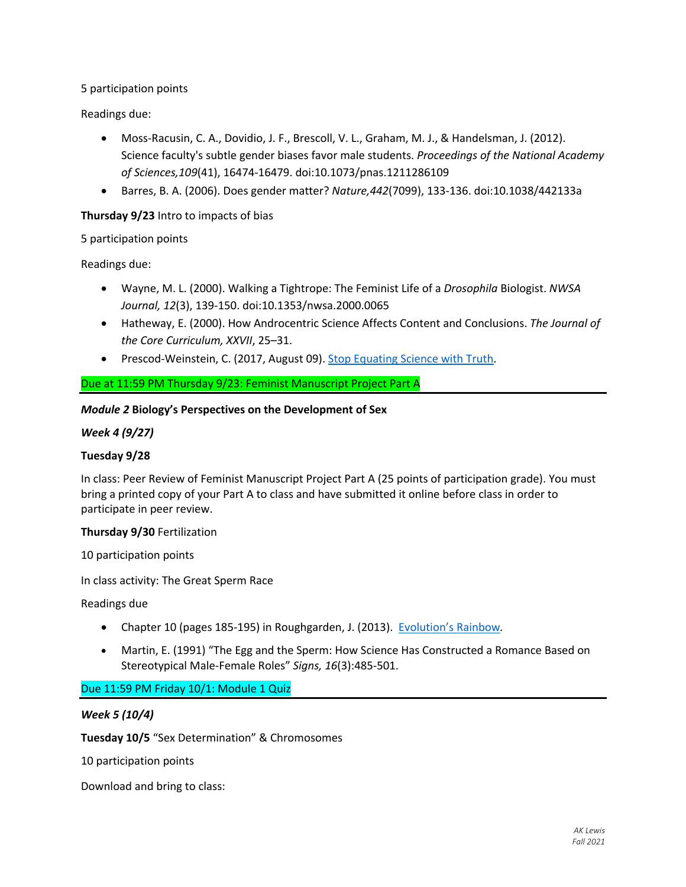5 participation points

Readings due:

- Moss-Racusin, C. A., Dovidio, J. F., Brescoll, V. L., Graham, M. J., & Handelsman, J. (2012). Science faculty's subtle gender biases favor male students. *Proceedings of the National Academy of Sciences,109*(41), 16474-16479. doi:10.1073/pnas.1211286109
- Barres, B. A. (2006). Does gender matter? *Nature,442*(7099), 133-136. doi:10.1038/442133a

**Thursday 9/23** Intro to impacts of bias

5 participation points

Readings due:

- Wayne, M. L. (2000). Walking a Tightrope: The Feminist Life of a *Drosophila* Biologist. *NWSA Journal, 12*(3), 139-150. doi:10.1353/nwsa.2000.0065
- Hatheway, E. (2000). How Androcentric Science Affects Content and Conclusions. *The Journal of the Core Curriculum, XXVII*, 25–31.
- Prescod-Weinstein, C. (2017, August 09). Stop Equating Science with Truth.

Due at 11:59 PM Thursday 9/23: Feminist Manuscript Project Part A

---

***Module 2* Biology's Perspectives on the Development of Sex**

***Week 4 (9/27)***

**Tuesday 9/28**

In class: Peer Review of Feminist Manuscript Project Part A (25 points of participation grade). You must bring a printed copy of your Part A to class and have submitted it online before class in order to participate in peer review.

**Thursday 9/30** Fertilization

10 participation points

In class activity: The Great Sperm Race

Readings due

- Chapter 10 (pages 185-195) in Roughgarden, J. (2013). Evolution's Rainbow.
- Martin, E. (1991) "The Egg and the Sperm: How Science Has Constructed a Romance Based on Stereotypical Male-Female Roles" *Signs, 16*(3):485-501.

Due 11:59 PM Friday 10/1: Module 1 Quiz

---

***Week 5 (10/4)***

**Tuesday 10/5** "Sex Determination" & Chromosomes

10 participation points

Download and bring to class: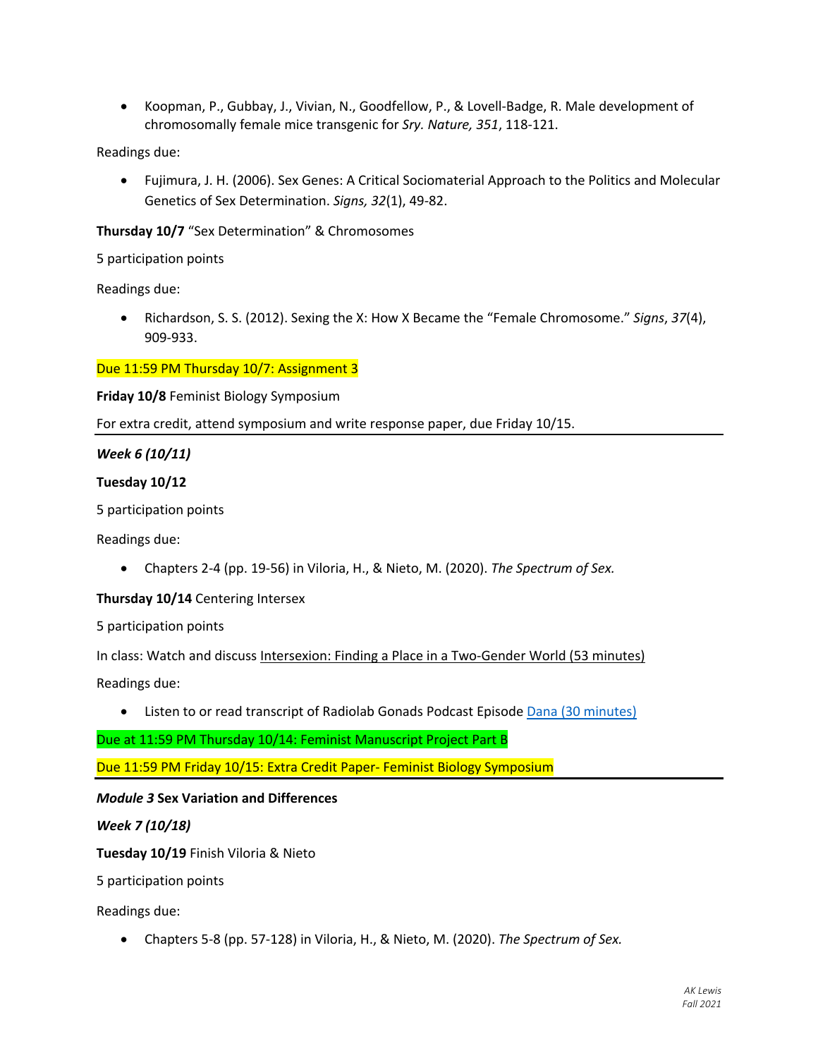- Koopman, P., Gubbay, J., Vivian, N., Goodfellow, P., & Lovell-Badge, R. Male development of chromosomally female mice transgenic for *Sry*. *Nature, 351*, 118-121.

Readings due:

- Fujimura, J. H. (2006). Sex Genes: A Critical Sociomaterial Approach to the Politics and Molecular Genetics of Sex Determination. *Signs, 32*(1), 49-82.

**Thursday 10/7** "Sex Determination" & Chromosomes

5 participation points

Readings due:

- Richardson, S. S. (2012). Sexing the X: How X Became the "Female Chromosome." *Signs*, *37*(4), 909-933.

Due 11:59 PM Thursday 10/7: Assignment 3

**Friday 10/8** Feminist Biology Symposium

For extra credit, attend symposium and write response paper, due Friday 10/15.

---

***Week 6 (10/11)***

**Tuesday 10/12**

5 participation points

Readings due:

- Chapters 2-4 (pp. 19-56) in Viloria, H., & Nieto, M. (2020). *The Spectrum of Sex.*

**Thursday 10/14** Centering Intersex

5 participation points

In class: Watch and discuss Intersexion: Finding a Place in a Two-Gender World (53 minutes)

Readings due:

- Listen to or read transcript of Radiolab Gonads Podcast Episode Dana (30 minutes)

Due at 11:59 PM Thursday 10/14: Feminist Manuscript Project Part B

Due 11:59 PM Friday 10/15: Extra Credit Paper- Feminist Biology Symposium

---

***Module 3*** **Sex Variation and Differences**

***Week 7 (10/18)***

**Tuesday 10/19** Finish Viloria & Nieto

5 participation points

Readings due:

- Chapters 5-8 (pp. 57-128) in Viloria, H., & Nieto, M. (2020). *The Spectrum of Sex.*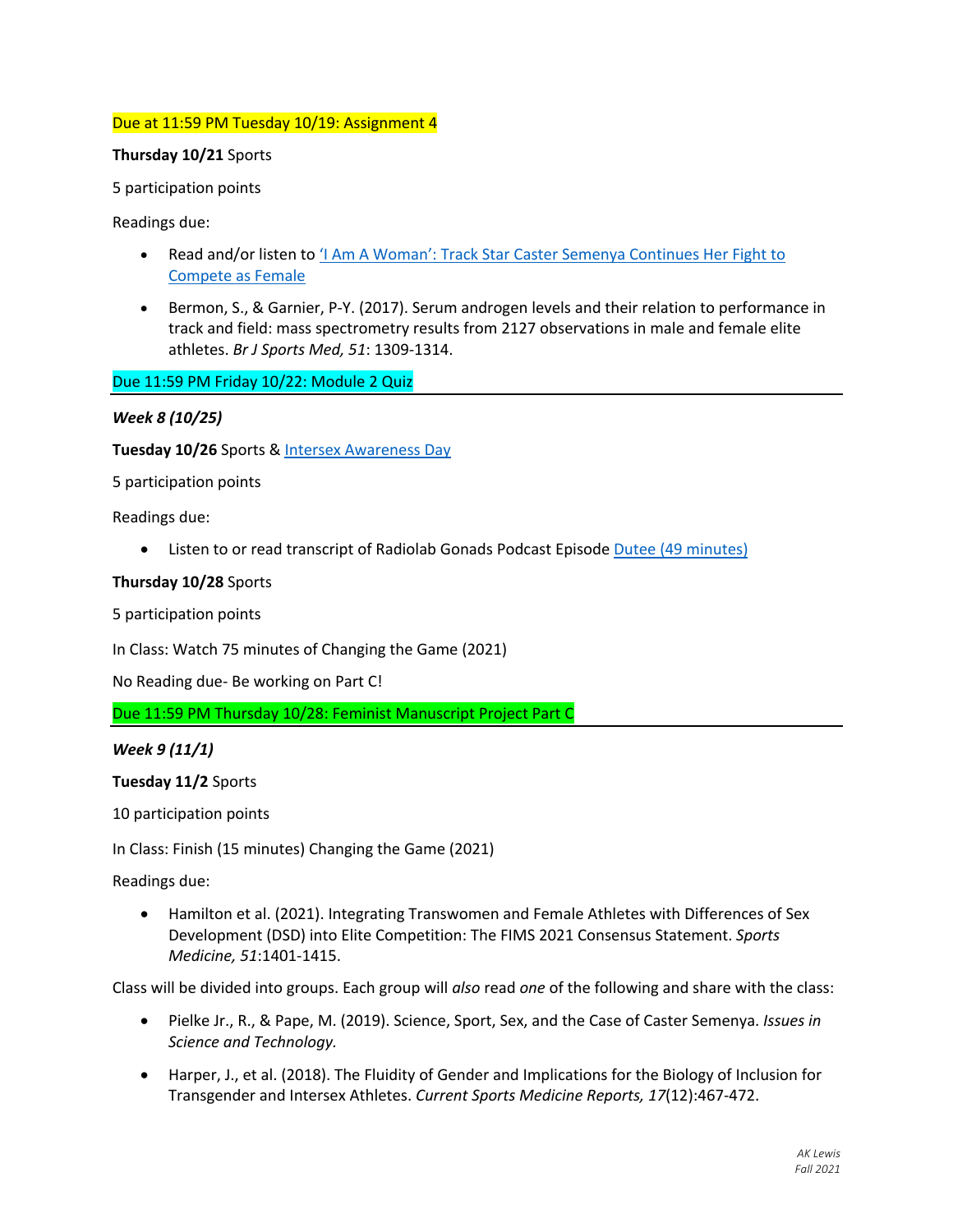Due at 11:59 PM Tuesday 10/19: Assignment 4

**Thursday 10/21** Sports

5 participation points

Readings due:

- Read and/or listen to [‘I Am A Woman’: Track Star Caster Semenya Continues Her Fight to Compete as Female]()
- Bermon, S., & Garnier, P-Y. (2017). Serum androgen levels and their relation to performance in track and field: mass spectrometry results from 2127 observations in male and female elite athletes. *Br J Sports Med, 51*: 1309-1314.

Due 11:59 PM Friday 10/22: Module 2 Quiz

---

***Week 8 (10/25)***

**Tuesday 10/26** Sports & [Intersex Awareness Day]()

5 participation points

Readings due:

- Listen to or read transcript of Radiolab Gonads Podcast Episode [Dutee (49 minutes)]()

**Thursday 10/28** Sports

5 participation points

In Class: Watch 75 minutes of Changing the Game (2021)

No Reading due- Be working on Part C!

Due 11:59 PM Thursday 10/28: Feminist Manuscript Project Part C

---

***Week 9 (11/1)***

**Tuesday 11/2** Sports

10 participation points

In Class: Finish (15 minutes) Changing the Game (2021)

Readings due:

- Hamilton et al. (2021). Integrating Transwomen and Female Athletes with Differences of Sex Development (DSD) into Elite Competition: The FIMS 2021 Consensus Statement. *Sports Medicine, 51*:1401-1415.

Class will be divided into groups. Each group will *also* read *one* of the following and share with the class:

- Pielke Jr., R., & Pape, M. (2019). Science, Sport, Sex, and the Case of Caster Semenya. *Issues in Science and Technology.*
- Harper, J., et al. (2018). The Fluidity of Gender and Implications for the Biology of Inclusion for Transgender and Intersex Athletes. *Current Sports Medicine Reports, 17*(12):467-472.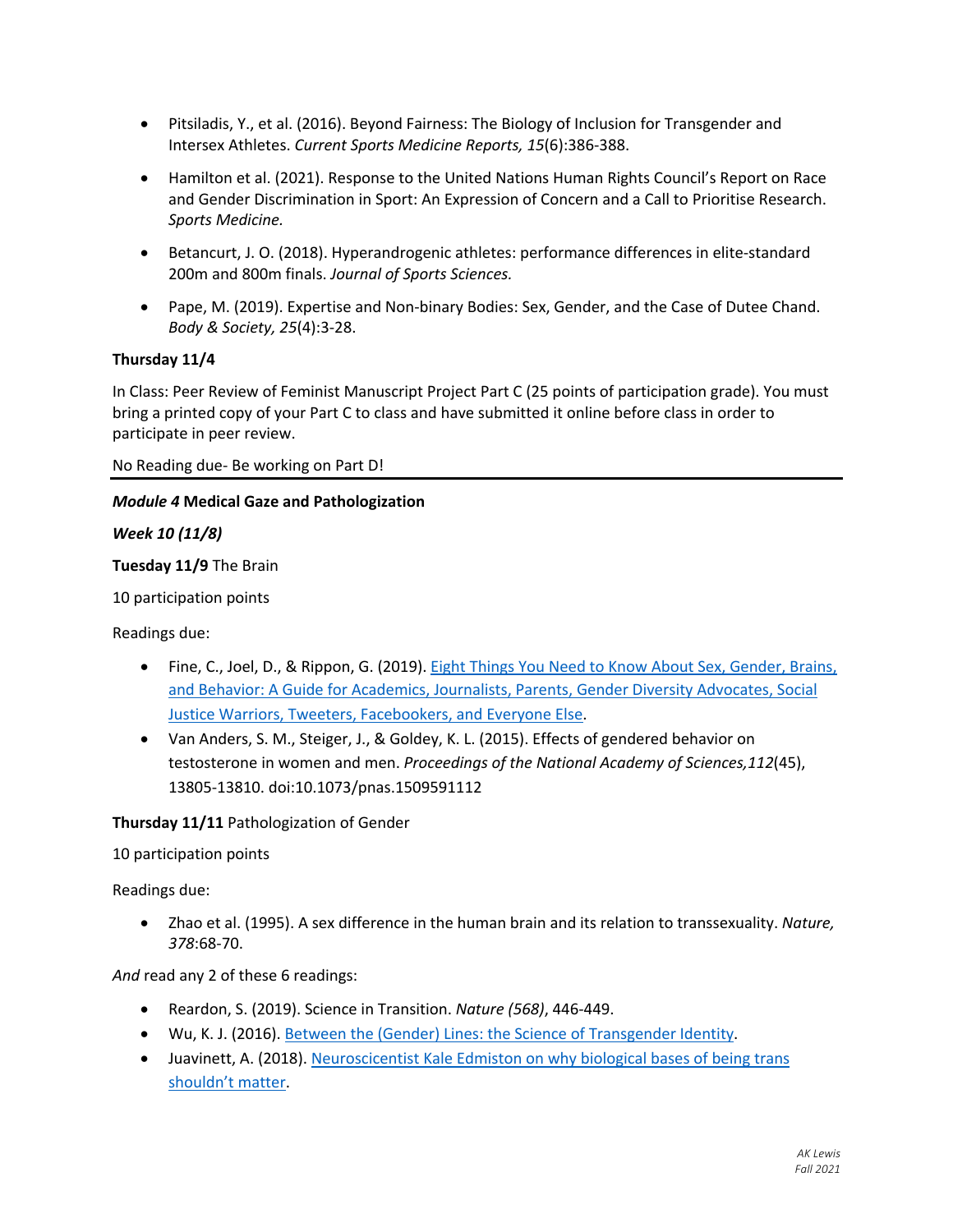- Pitsiladis, Y., et al. (2016). Beyond Fairness: The Biology of Inclusion for Transgender and Intersex Athletes. *Current Sports Medicine Reports, 15*(6):386-388.

- Hamilton et al. (2021). Response to the United Nations Human Rights Council's Report on Race and Gender Discrimination in Sport: An Expression of Concern and a Call to Prioritise Research. *Sports Medicine.*

- Betancurt, J. O. (2018). Hyperandrogenic athletes: performance differences in elite-standard 200m and 800m finals. *Journal of Sports Sciences.*

- Pape, M. (2019). Expertise and Non-binary Bodies: Sex, Gender, and the Case of Dutee Chand. *Body & Society, 25*(4):3-28.

**Thursday 11/4**

In Class: Peer Review of Feminist Manuscript Project Part C (25 points of participation grade). You must bring a printed copy of your Part C to class and have submitted it online before class in order to participate in peer review.

No Reading due- Be working on Part D!

---

***Module 4* Medical Gaze and Pathologization**

***Week 10 (11/8)***

**Tuesday 11/9** The Brain

10 participation points

Readings due:

- Fine, C., Joel, D., & Rippon, G. (2019). [Eight Things You Need to Know About Sex, Gender, Brains, and Behavior: A Guide for Academics, Journalists, Parents, Gender Diversity Advocates, Social Justice Warriors, Tweeters, Facebookers, and Everyone Else]().
- Van Anders, S. M., Steiger, J., & Goldey, K. L. (2015). Effects of gendered behavior on testosterone in women and men. *Proceedings of the National Academy of Sciences,112*(45), 13805-13810. doi:10.1073/pnas.1509591112

**Thursday 11/11** Pathologization of Gender

10 participation points

Readings due:

- Zhao et al. (1995). A sex difference in the human brain and its relation to transsexuality. *Nature, 378*:68-70.

*And* read any 2 of these 6 readings:

- Reardon, S. (2019). Science in Transition. *Nature (568)*, 446-449.
- Wu, K. J. (2016). [Between the (Gender) Lines: the Science of Transgender Identity]().
- Juavinett, A. (2018). [Neuroscientist Kale Edmiston on why biological bases of being trans shouldn't matter]().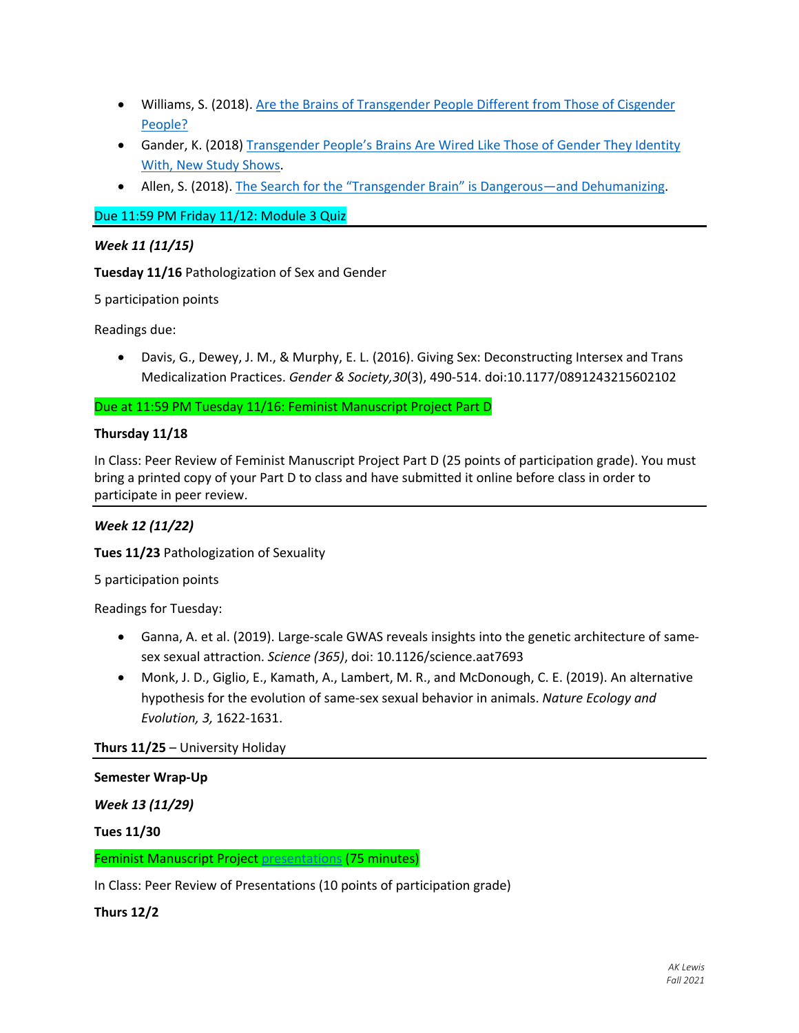- Williams, S. (2018). [Are the Brains of Transgender People Different from Those of Cisgender People?]()
- Gander, K. (2018) [Transgender People's Brains Are Wired Like Those of Gender They Identity With, New Study Shows]().
- Allen, S. (2018). [The Search for the "Transgender Brain" is Dangerous—and Dehumanizing]().

Due 11:59 PM Friday 11/12: Module 3 Quiz

---

***Week 11 (11/15)***

**Tuesday 11/16** Pathologization of Sex and Gender

5 participation points

Readings due:

- Davis, G., Dewey, J. M., & Murphy, E. L. (2016). Giving Sex: Deconstructing Intersex and Trans Medicalization Practices. *Gender & Society,30*(3), 490-514. doi:10.1177/0891243215602102

Due at 11:59 PM Tuesday 11/16: Feminist Manuscript Project Part D

**Thursday 11/18**

In Class: Peer Review of Feminist Manuscript Project Part D (25 points of participation grade). You must bring a printed copy of your Part D to class and have submitted it online before class in order to participate in peer review.

---

***Week 12 (11/22)***

**Tues 11/23** Pathologization of Sexuality

5 participation points

Readings for Tuesday:

- Ganna, A. et al. (2019). Large-scale GWAS reveals insights into the genetic architecture of same-sex sexual attraction. *Science (365)*, doi: 10.1126/science.aat7693
- Monk, J. D., Giglio, E., Kamath, A., Lambert, M. R., and McDonough, C. E. (2019). An alternative hypothesis for the evolution of same-sex sexual behavior in animals. *Nature Ecology and Evolution, 3,* 1622-1631.

**Thurs 11/25** – University Holiday

---

**Semester Wrap-Up**

***Week 13 (11/29)***

**Tues 11/30**

Feminist Manuscript Project [presentations]() (75 minutes)

In Class: Peer Review of Presentations (10 points of participation grade)

**Thurs 12/2**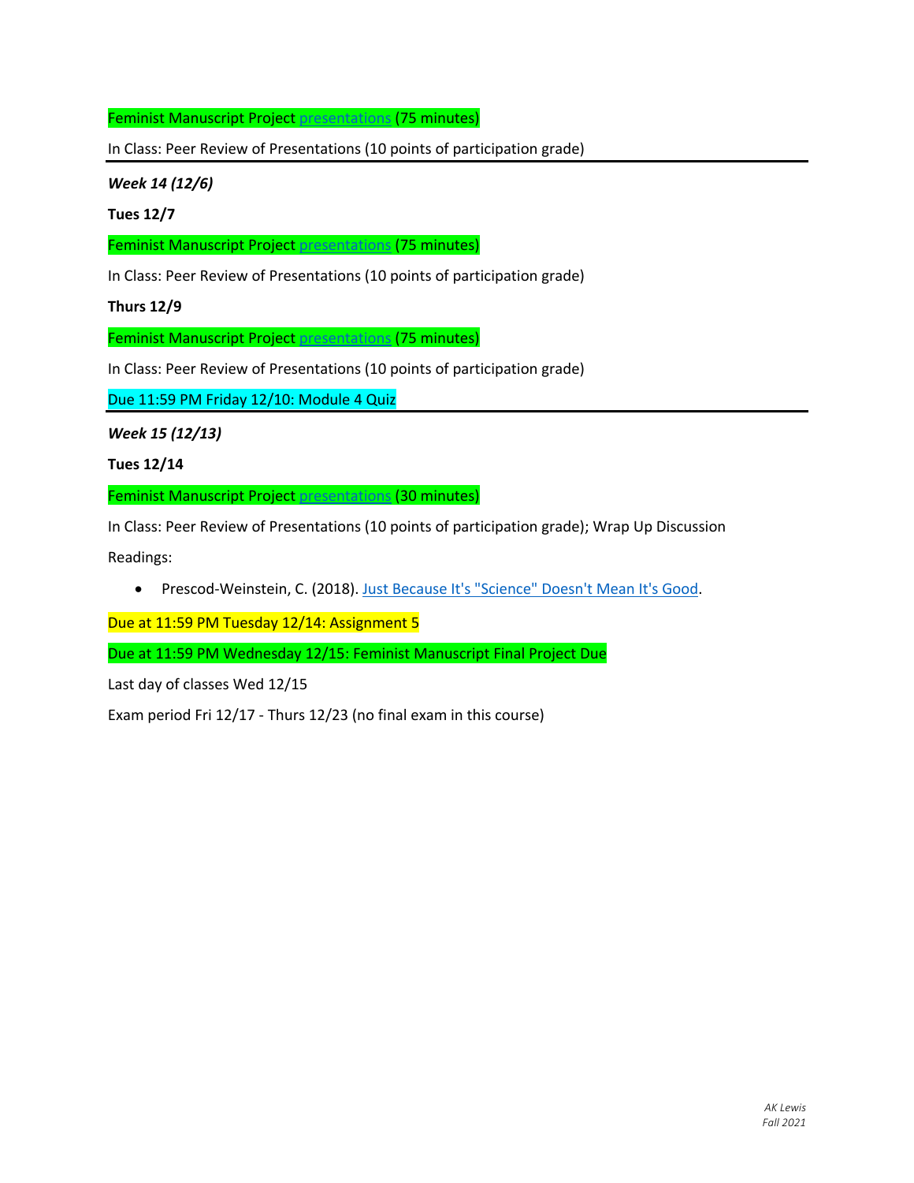Feminist Manuscript Project presentations (75 minutes)

In Class: Peer Review of Presentations (10 points of participation grade)

---

***Week 14 (12/6)***

**Tues 12/7**

Feminist Manuscript Project presentations (75 minutes)

In Class: Peer Review of Presentations (10 points of participation grade)

**Thurs 12/9**

Feminist Manuscript Project presentations (75 minutes)

In Class: Peer Review of Presentations (10 points of participation grade)

Due 11:59 PM Friday 12/10: Module 4 Quiz

---

***Week 15 (12/13)***

**Tues 12/14**

Feminist Manuscript Project presentations (30 minutes)

In Class: Peer Review of Presentations (10 points of participation grade); Wrap Up Discussion

Readings:

- Prescod-Weinstein, C. (2018). Just Because It's "Science" Doesn't Mean It's Good.

Due at 11:59 PM Tuesday 12/14: Assignment 5

Due at 11:59 PM Wednesday 12/15: Feminist Manuscript Final Project Due

Last day of classes Wed 12/15

Exam period Fri 12/17 - Thurs 12/23 (no final exam in this course)